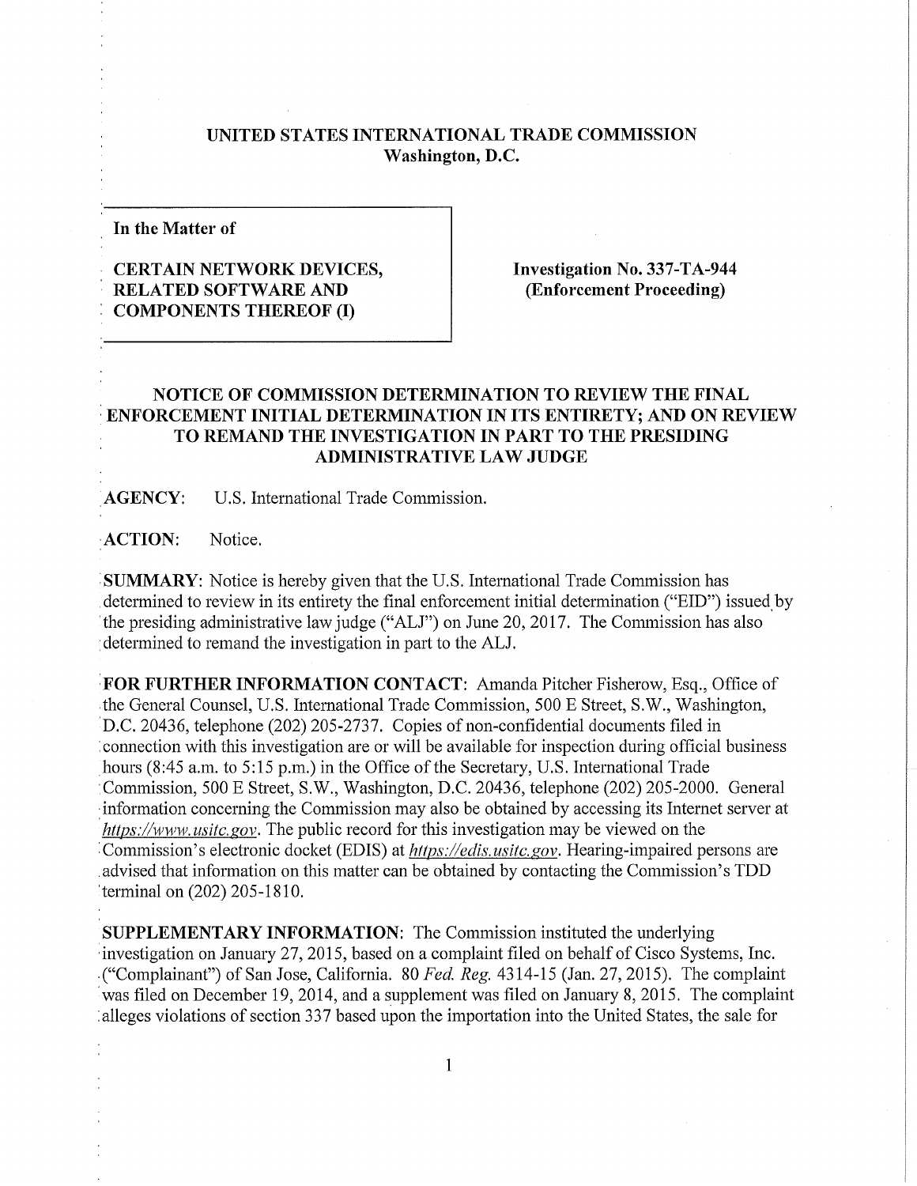**UNITED STATES INTERNATIONAL TRADE COMMISSION**
**Washington, D.C.**

| In the Matter of | |
|---|---|
| **CERTAIN NETWORK DEVICES, RELATED SOFTWARE AND COMPONENTS THEREOF (I)** | **Investigation No. 337-TA-944 (Enforcement Proceeding)** |

# NOTICE OF COMMISSION DETERMINATION TO REVIEW THE FINAL ENFORCEMENT INITIAL DETERMINATION IN ITS ENTIRETY; AND ON REVIEW TO REMAND THE INVESTIGATION IN PART TO THE PRESIDING ADMINISTRATIVE LAW JUDGE

**AGENCY:** U.S. International Trade Commission.

**ACTION:** Notice.

**SUMMARY:** Notice is hereby given that the U.S. International Trade Commission has determined to review in its entirety the final enforcement initial determination ("EID") issued by the presiding administrative law judge ("ALJ") on June 20, 2017. The Commission has also determined to remand the investigation in part to the ALJ.

**FOR FURTHER INFORMATION CONTACT:** Amanda Pitcher Fisherow, Esq., Office of the General Counsel, U.S. International Trade Commission, 500 E Street, S.W., Washington, D.C. 20436, telephone (202) 205-2737. Copies of non-confidential documents filed in connection with this investigation are or will be available for inspection during official business hours (8:45 a.m. to 5:15 p.m.) in the Office of the Secretary, U.S. International Trade Commission, 500 E Street, S.W., Washington, D.C. 20436, telephone (202) 205-2000. General information concerning the Commission may also be obtained by accessing its Internet server at *https://www.usitc.gov*. The public record for this investigation may be viewed on the Commission's electronic docket (EDIS) at *https://edis.usitc.gov*. Hearing-impaired persons are advised that information on this matter can be obtained by contacting the Commission's TDD terminal on (202) 205-1810.

**SUPPLEMENTARY INFORMATION:** The Commission instituted the underlying investigation on January 27, 2015, based on a complaint filed on behalf of Cisco Systems, Inc. ("Complainant") of San Jose, California. 80 *Fed. Reg.* 4314-15 (Jan. 27, 2015). The complaint was filed on December 19, 2014, and a supplement was filed on January 8, 2015. The complaint alleges violations of section 337 based upon the importation into the United States, the sale for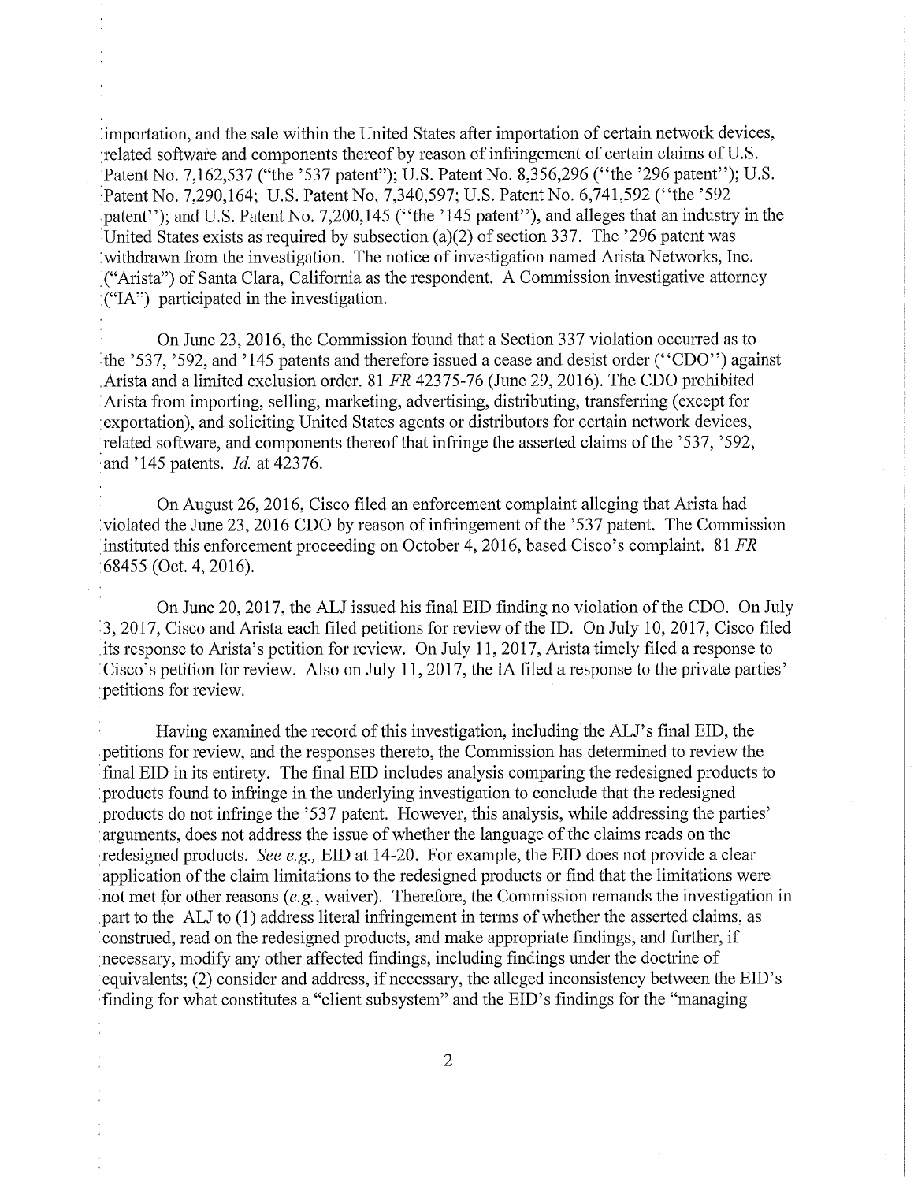importation, and the sale within the United States after importation of certain network devices, related software and components thereof by reason of infringement of certain claims of U.S. Patent No. 7,162,537 ("the '537 patent"); U.S. Patent No. 8,356,296 ("the '296 patent"); U.S. Patent No. 7,290,164; U.S. Patent No. 7,340,597; U.S. Patent No. 6,741,592 ("the '592 patent"); and U.S. Patent No. 7,200,145 ("the '145 patent"), and alleges that an industry in the United States exists as required by subsection (a)(2) of section 337. The '296 patent was withdrawn from the investigation. The notice of investigation named Arista Networks, Inc. ("Arista") of Santa Clara, California as the respondent. A Commission investigative attorney ("IA") participated in the investigation.

On June 23, 2016, the Commission found that a Section 337 violation occurred as to the '537, '592, and '145 patents and therefore issued a cease and desist order ("CDO") against Arista and a limited exclusion order. 81 *FR* 42375-76 (June 29, 2016). The CDO prohibited Arista from importing, selling, marketing, advertising, distributing, transferring (except for exportation), and soliciting United States agents or distributors for certain network devices, related software, and components thereof that infringe the asserted claims of the '537, '592, and '145 patents. *Id.* at 42376.

On August 26, 2016, Cisco filed an enforcement complaint alleging that Arista had violated the June 23, 2016 CDO by reason of infringement of the '537 patent. The Commission instituted this enforcement proceeding on October 4, 2016, based Cisco's complaint. 81 *FR* 68455 (Oct. 4, 2016).

On June 20, 2017, the ALJ issued his final EID finding no violation of the CDO. On July 3, 2017, Cisco and Arista each filed petitions for review of the ID. On July 10, 2017, Cisco filed its response to Arista's petition for review. On July 11, 2017, Arista timely filed a response to Cisco's petition for review. Also on July 11, 2017, the IA filed a response to the private parties' petitions for review.

Having examined the record of this investigation, including the ALJ's final EID, the petitions for review, and the responses thereto, the Commission has determined to review the final EID in its entirety. The final EID includes analysis comparing the redesigned products to products found to infringe in the underlying investigation to conclude that the redesigned products do not infringe the '537 patent. However, this analysis, while addressing the parties' arguments, does not address the issue of whether the language of the claims reads on the redesigned products. *See e.g.,* EID at 14-20. For example, the EID does not provide a clear application of the claim limitations to the redesigned products or find that the limitations were not met for other reasons (*e.g.*, waiver). Therefore, the Commission remands the investigation in part to the ALJ to (1) address literal infringement in terms of whether the asserted claims, as construed, read on the redesigned products, and make appropriate findings, and further, if necessary, modify any other affected findings, including findings under the doctrine of equivalents; (2) consider and address, if necessary, the alleged inconsistency between the EID's finding for what constitutes a "client subsystem" and the EID's findings for the "managing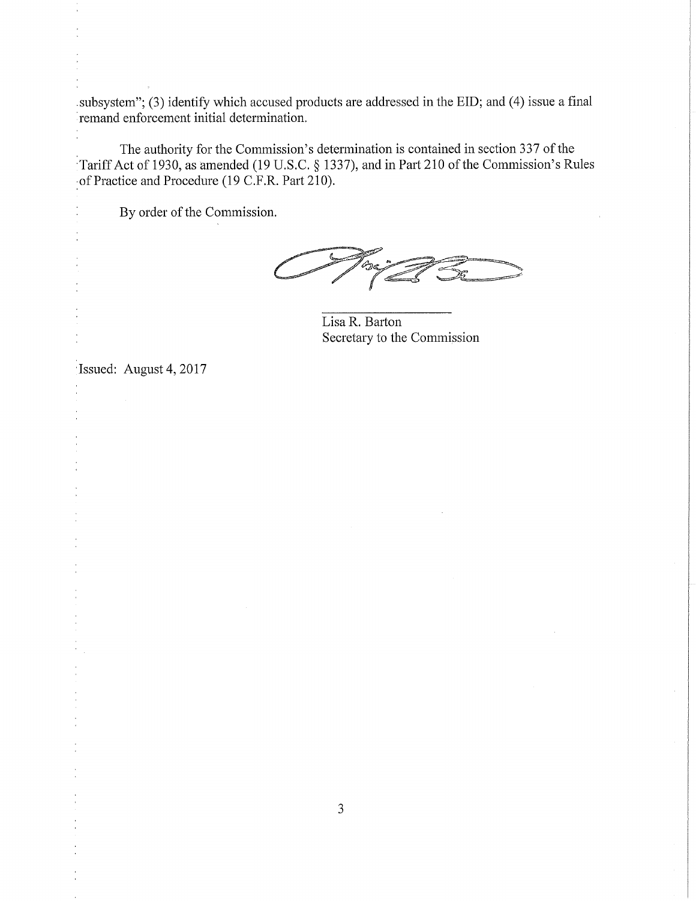subsystem"; (3) identify which accused products are addressed in the EID; and (4) issue a final remand enforcement initial determination.

The authority for the Commission's determination is contained in section 337 of the Tariff Act of 1930, as amended (19 U.S.C. § 1337), and in Part 210 of the Commission's Rules of Practice and Procedure (19 C.F.R. Part 210).

By order of the Commission.

Lisa R. Barton
Secretary to the Commission

Issued: August 4, 2017